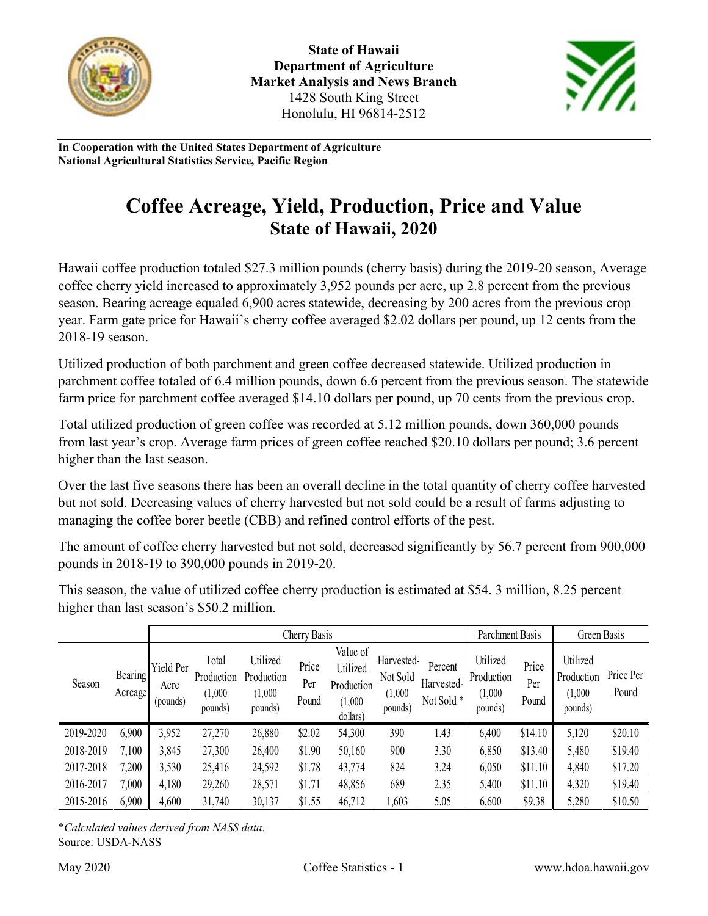**State of Hawaii**
**Department of Agriculture**
**Market Analysis and News Branch**
1428 South King Street
Honolulu, HI 96814-2512

**In Cooperation with the United States Department of Agriculture**
**National Agricultural Statistics Service, Pacific Region**

# Coffee Acreage, Yield, Production, Price and Value
## State of Hawaii, 2020

Hawaii coffee production totaled $27.3 million pounds (cherry basis) during the 2019-20 season, Average coffee cherry yield increased to approximately 3,952 pounds per acre, up 2.8 percent from the previous season. Bearing acreage equaled 6,900 acres statewide, decreasing by 200 acres from the previous crop year. Farm gate price for Hawaii's cherry coffee averaged $2.02 dollars per pound, up 12 cents from the 2018-19 season.

Utilized production of both parchment and green coffee decreased statewide. Utilized production in parchment coffee totaled of 6.4 million pounds, down 6.6 percent from the previous season. The statewide farm price for parchment coffee averaged $14.10 dollars per pound, up 70 cents from the previous crop.

Total utilized production of green coffee was recorded at 5.12 million pounds, down 360,000 pounds from last year's crop. Average farm prices of green coffee reached $20.10 dollars per pound; 3.6 percent higher than the last season.

Over the last five seasons there has been an overall decline in the total quantity of cherry coffee harvested but not sold. Decreasing values of cherry harvested but not sold could be a result of farms adjusting to managing the coffee borer beetle (CBB) and refined control efforts of the pest.

The amount of coffee cherry harvested but not sold, decreased significantly by 56.7 percent from 900,000 pounds in 2018-19 to 390,000 pounds in 2019-20.

This season, the value of utilized coffee cherry production is estimated at $54. 3 million, 8.25 percent higher than last season's $50.2 million.

| | | Cherry Basis | | | | | | | Parchment Basis | | Green Basis | |
|---|---|---|---|---|---|---|---|---|---|---|---|---|
| Season | Bearing Acreage | Yield Per Acre (pounds) | Total Production (1,000 pounds) | Utilized Production (1,000 pounds) | Price Per Pound | Value of Utilized Production (1,000 dollars) | Harvested-Not Sold (1,000 pounds) | Percent Harvested-Not Sold * | Utilized Production (1,000 pounds) | Price Per Pound | Utilized Production (1,000 pounds) | Price Per Pound |
| 2019-2020 | 6,900 | 3,952 | 27,270 | 26,880 | $2.02 | 54,300 | 390 | 1.43 | 6,400 | $14.10 | 5,120 | $20.10 |
| 2018-2019 | 7,100 | 3,845 | 27,300 | 26,400 | $1.90 | 50,160 | 900 | 3.30 | 6,850 | $13.40 | 5,480 | $19.40 |
| 2017-2018 | 7,200 | 3,530 | 25,416 | 24,592 | $1.78 | 43,774 | 824 | 3.24 | 6,050 | $11.10 | 4,840 | $17.20 |
| 2016-2017 | 7,000 | 4,180 | 29,260 | 28,571 | $1.71 | 48,856 | 689 | 2.35 | 5,400 | $11.10 | 4,320 | $19.40 |
| 2015-2016 | 6,900 | 4,600 | 31,740 | 30,137 | $1.55 | 46,712 | 1,603 | 5.05 | 6,600 | $9.38 | 5,280 | $10.50 |

*\*Calculated values derived from NASS data.*
Source: USDA-NASS

May 2020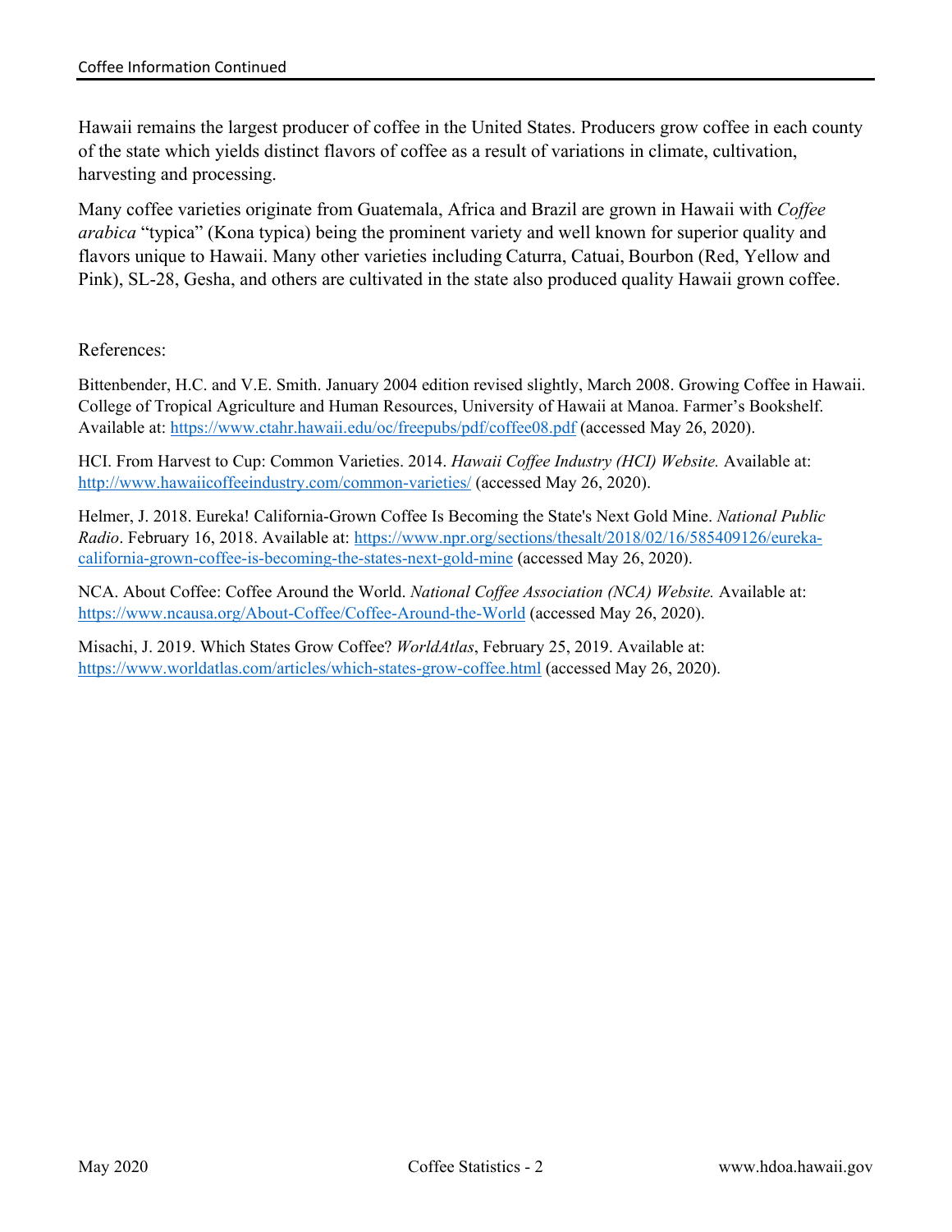Hawaii remains the largest producer of coffee in the United States. Producers grow coffee in each county of the state which yields distinct flavors of coffee as a result of variations in climate, cultivation, harvesting and processing.

Many coffee varieties originate from Guatemala, Africa and Brazil are grown in Hawaii with *Coffee arabica* "typica" (Kona typica) being the prominent variety and well known for superior quality and flavors unique to Hawaii. Many other varieties including Caturra, Catuai, Bourbon (Red, Yellow and Pink), SL-28, Gesha, and others are cultivated in the state also produced quality Hawaii grown coffee.

References:

Bittenbender, H.C. and V.E. Smith. January 2004 edition revised slightly, March 2008. Growing Coffee in Hawaii. College of Tropical Agriculture and Human Resources, University of Hawaii at Manoa. Farmer's Bookshelf. Available at: https://www.ctahr.hawaii.edu/oc/freepubs/pdf/coffee08.pdf (accessed May 26, 2020).

HCI. From Harvest to Cup: Common Varieties. 2014. *Hawaii Coffee Industry (HCI) Website.* Available at: http://www.hawaiicoffeeindustry.com/common-varieties/ (accessed May 26, 2020).

Helmer, J. 2018. Eureka! California-Grown Coffee Is Becoming the State's Next Gold Mine. *National Public Radio*. February 16, 2018. Available at: https://www.npr.org/sections/thesalt/2018/02/16/585409126/eureka-california-grown-coffee-is-becoming-the-states-next-gold-mine (accessed May 26, 2020).

NCA. About Coffee: Coffee Around the World. *National Coffee Association (NCA) Website.* Available at: https://www.ncausa.org/About-Coffee/Coffee-Around-the-World (accessed May 26, 2020).

Misachi, J. 2019. Which States Grow Coffee? *WorldAtlas*, February 25, 2019. Available at: https://www.worldatlas.com/articles/which-states-grow-coffee.html (accessed May 26, 2020).